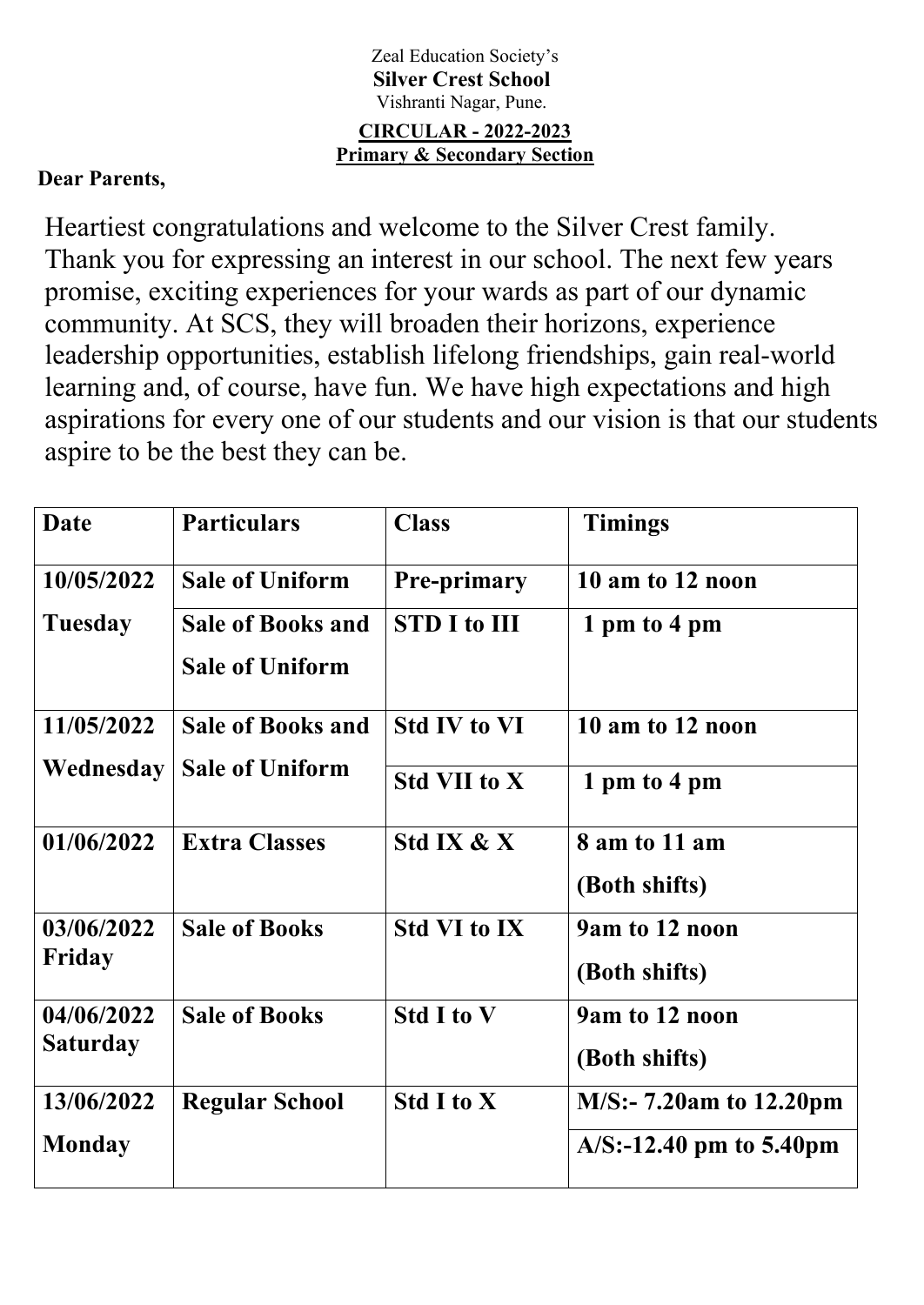Zeal Education Society's

**Silver Crest School**

Vishranti Nagar, Pune.

**CIRCULAR - 2022-2023**

**Primary & Secondary Section**

**Dear Parents,**

Heartiest congratulations and welcome to the Silver Crest family. Thank you for expressing an interest in our school. The next few years promise, exciting experiences for your wards as part of our dynamic community. At SCS, they will broaden their horizons, experience leadership opportunities, establish lifelong friendships, gain real-world learning and, of course, have fun. We have high expectations and high aspirations for every one of our students and our vision is that our students aspire to be the best they can be.

| Date | Particulars | Class | Timings |
|---|---|---|---|
| **10/05/2022 Tuesday** | **Sale of Uniform** | **Pre-primary** | **10 am to 12 noon** |
| | **Sale of Books and Sale of Uniform** | **STD I to III** | **1 pm to 4 pm** |
| **11/05/2022 Wednesday** | **Sale of Books and Sale of Uniform** | **Std IV to VI** | **10 am to 12 noon** |
| | | **Std VII to X** | **1 pm to 4 pm** |
| **01/06/2022** | **Extra Classes** | **Std IX & X** | **8 am to 11 am (Both shifts)** |
| **03/06/2022 Friday** | **Sale of Books** | **Std VI to IX** | **9am to 12 noon (Both shifts)** |
| **04/06/2022 Saturday** | **Sale of Books** | **Std I to V** | **9am to 12 noon (Both shifts)** |
| **13/06/2022 Monday** | **Regular School** | **Std I to X** | **M/S:- 7.20am to 12.20pm** |
| | | | **A/S:-12.40 pm to 5.40pm** |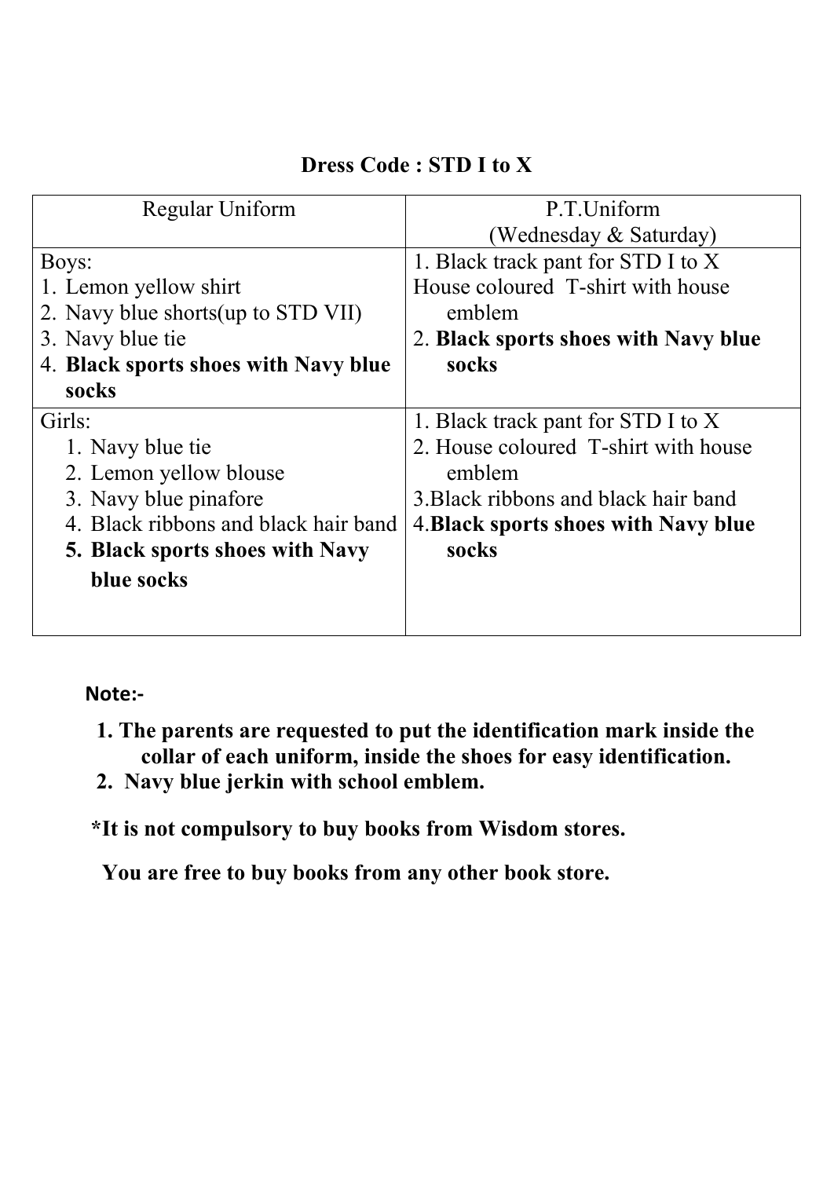**Dress Code : STD I to X**

| Regular Uniform | P.T.Uniform (Wednesday & Saturday) |
|---|---|
| Boys:<br>1. Lemon yellow shirt<br>2. Navy blue shorts(up to STD VII)<br>3. Navy blue tie<br>4. **Black sports shoes with Navy blue socks** | 1. Black track pant for STD I to X<br>House coloured T-shirt with house emblem<br>2. **Black sports shoes with Navy blue socks** |
| Girls:<br>1. Navy blue tie<br>2. Lemon yellow blouse<br>3. Navy blue pinafore<br>4. Black ribbons and black hair band<br>5. **Black sports shoes with Navy blue socks** | 1. Black track pant for STD I to X<br>2. House coloured T-shirt with house emblem<br>3.Black ribbons and black hair band<br>4.**Black sports shoes with Navy blue socks** |

**Note:-**

1. **The parents are requested to put the identification mark inside the collar of each uniform, inside the shoes for easy identification.**
2. **Navy blue jerkin with school emblem.**

***It is not compulsory to buy books from Wisdom stores.**

**You are free to buy books from any other book store.**